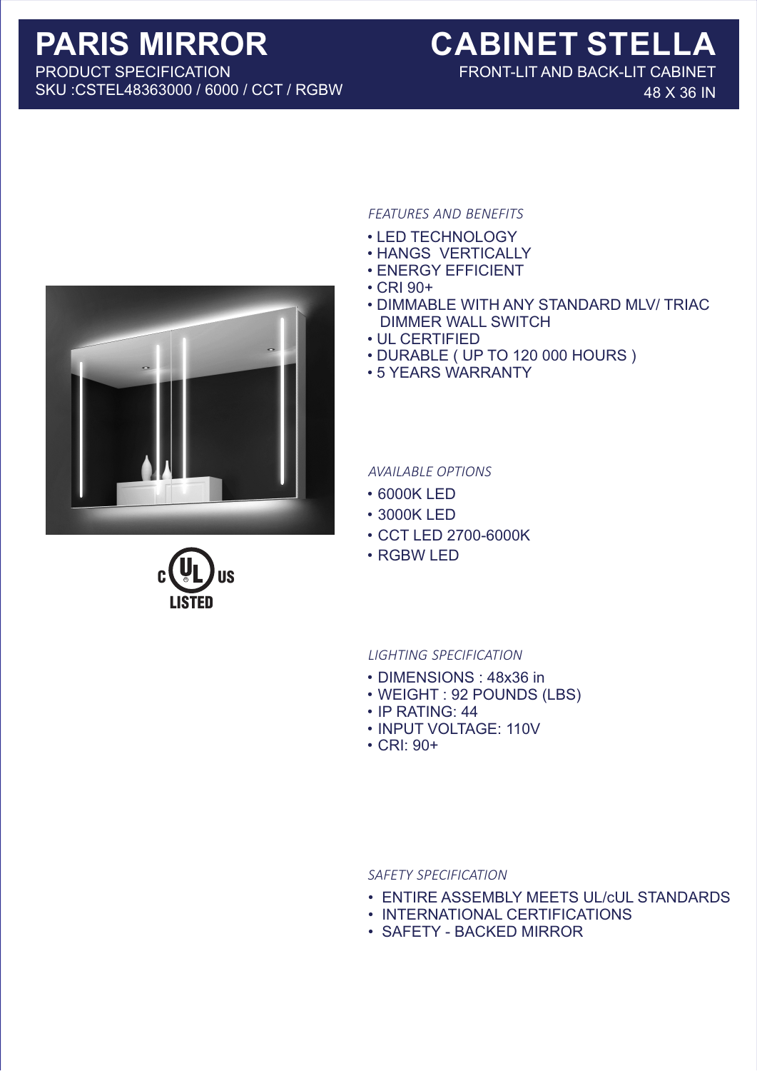# PARIS MIRROR

PRODUCT SPECIFICATION

SKU :CSTEL48363000 / 6000 / CCT / RGBW

# CABINET STELLA

FRONT-LIT AND BACK-LIT CABINET

48 X 36 IN

c UL US LISTED

*FEATURES AND BENEFITS*

- LED TECHNOLOGY
- HANGS VERTICALLY
- ENERGY EFFICIENT
- CRI 90+
- DIMMABLE WITH ANY STANDARD MLV/ TRIAC DIMMER WALL SWITCH
- UL CERTIFIED
- DURABLE ( UP TO 120 000 HOURS )
- 5 YEARS WARRANTY

*AVAILABLE OPTIONS*

- 6000K LED
- 3000K LED
- CCT LED 2700-6000K
- RGBW LED

*LIGHTING SPECIFICATION*

- DIMENSIONS : 48x36 in
- WEIGHT : 92 POUNDS (LBS)
- IP RATING: 44
- INPUT VOLTAGE: 110V
- CRI: 90+

*SAFETY SPECIFICATION*

- ENTIRE ASSEMBLY MEETS UL/cUL STANDARDS
- INTERNATIONAL CERTIFICATIONS
- SAFETY - BACKED MIRROR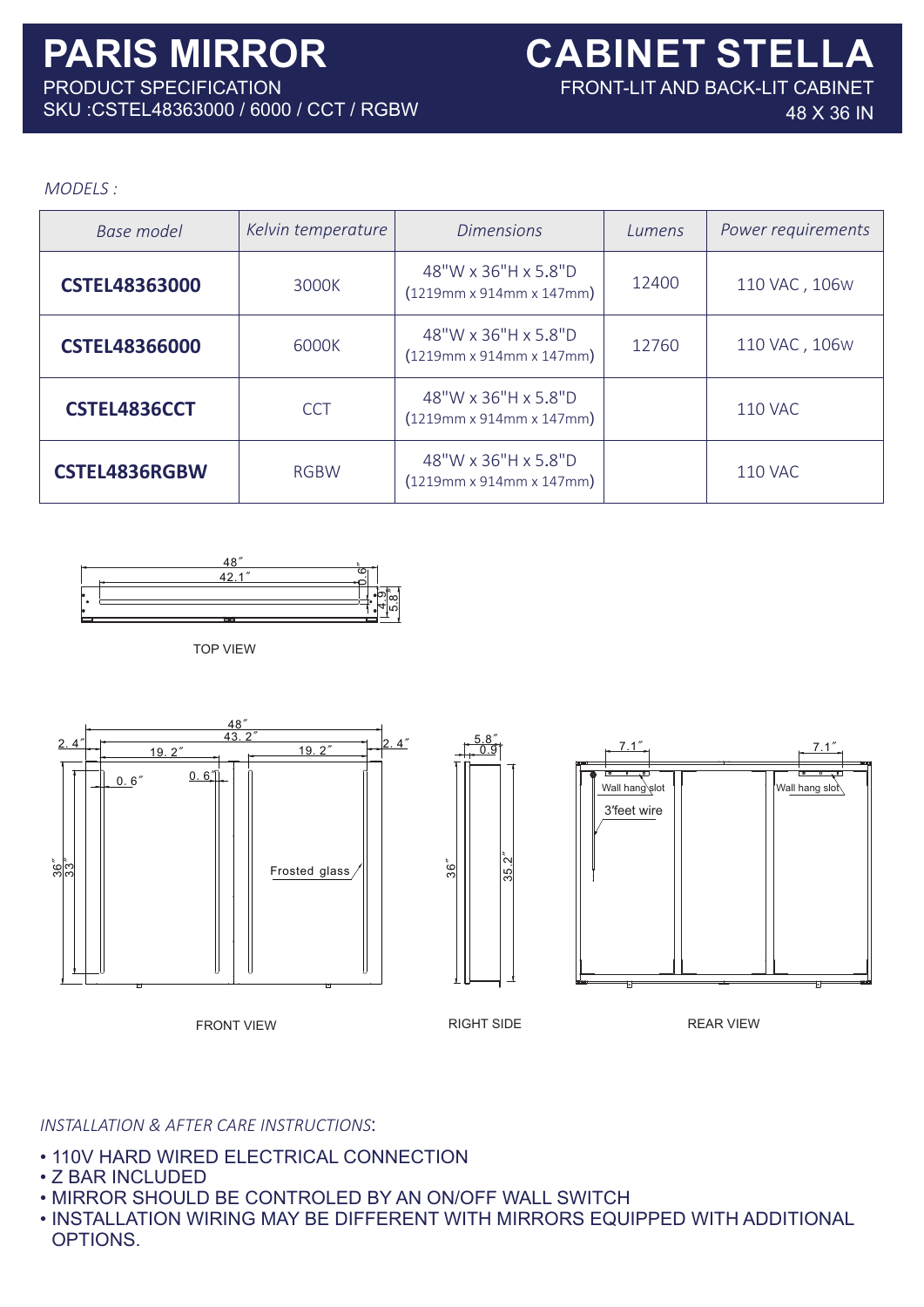# PARIS MIRROR

PRODUCT SPECIFICATION

SKU :CSTEL48363000 / 6000 / CCT / RGBW

# CABINET STELLA

FRONT-LIT AND BACK-LIT CABINET

48 X 36 IN

*MODELS :*

| *Base model* | *Kelvin temperature* | *Dimensions* | *Lumens* | *Power requirements* |
|---|---|---|---|---|
| **CSTEL48363000** | 3000K | 48"W x 36"H x 5.8"D (1219mm x 914mm x 147mm) | 12400 | 110 VAC , 106W |
| **CSTEL48366000** | 6000K | 48"W x 36"H x 5.8"D (1219mm x 914mm x 147mm) | 12760 | 110 VAC , 106W |
| **CSTEL4836CCT** | CCT | 48"W x 36"H x 5.8"D (1219mm x 914mm x 147mm) | | 110 VAC |
| **CSTEL4836RGBW** | RGBW | 48"W x 36"H x 5.8"D (1219mm x 914mm x 147mm) | | 110 VAC |

48″ 42.1″ 0.6″ 4.9 5.8

TOP VIEW

48″ 43.2″ 2.4″ 19.2″ 19.2″ 2.4″ 0.6″ 0.6″ 36″ 33″ Frosted glass

FRONT VIEW

5.8″ 0.9 36″ 35.2″

RIGHT SIDE

7.1″ 7.1″ Wall hang slot 3'feet wire Wall hang slot

REAR VIEW

*INSTALLATION & AFTER CARE INSTRUCTIONS*:

- 110V HARD WIRED ELECTRICAL CONNECTION
- Z BAR INCLUDED
- MIRROR SHOULD BE CONTROLED BY AN ON/OFF WALL SWITCH
- INSTALLATION WIRING MAY BE DIFFERENT WITH MIRRORS EQUIPPED WITH ADDITIONAL OPTIONS.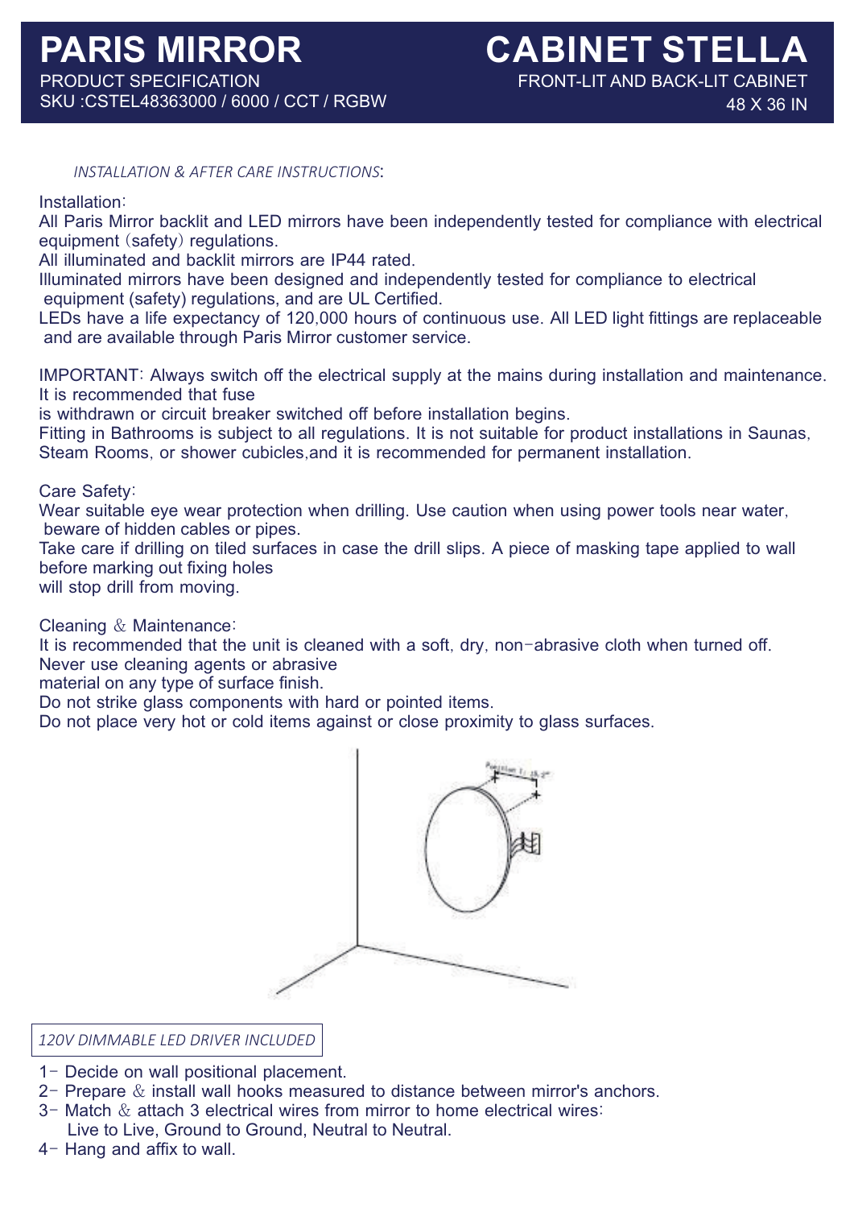# PARIS MIRROR

PRODUCT SPECIFICATION
SKU :CSTEL48363000 / 6000 / CCT / RGBW

# CABINET STELLA

FRONT-LIT AND BACK-LIT CABINET
48 X 36 IN

*INSTALLATION & AFTER CARE INSTRUCTIONS*:

Installation:
All Paris Mirror backlit and LED mirrors have been independently tested for compliance with electrical equipment (safety) regulations.
All illuminated and backlit mirrors are IP44 rated.
Illuminated mirrors have been designed and independently tested for compliance to electrical equipment (safety) regulations, and are UL Certified.
LEDs have a life expectancy of 120,000 hours of continuous use. All LED light fittings are replaceable and are available through Paris Mirror customer service.

IMPORTANT: Always switch off the electrical supply at the mains during installation and maintenance. It is recommended that fuse
is withdrawn or circuit breaker switched off before installation begins.
Fitting in Bathrooms is subject to all regulations. It is not suitable for product installations in Saunas, Steam Rooms, or shower cubicles,and it is recommended for permanent installation.

Care Safety:
Wear suitable eye wear protection when drilling. Use caution when using power tools near water, beware of hidden cables or pipes.
Take care if drilling on tiled surfaces in case the drill slips. A piece of masking tape applied to wall before marking out fixing holes
will stop drill from moving.

Cleaning & Maintenance:
It is recommended that the unit is cleaned with a soft, dry, non-abrasive cloth when turned off.
Never use cleaning agents or abrasive
material on any type of surface finish.
Do not strike glass components with hard or pointed items.
Do not place very hot or cold items against or close proximity to glass surfaces.

*120V DIMMABLE LED DRIVER INCLUDED*

1- Decide on wall positional placement.
2- Prepare & install wall hooks measured to distance between mirror's anchors.
3- Match & attach 3 electrical wires from mirror to home electrical wires:
   Live to Live, Ground to Ground, Neutral to Neutral.
4- Hang and affix to wall.